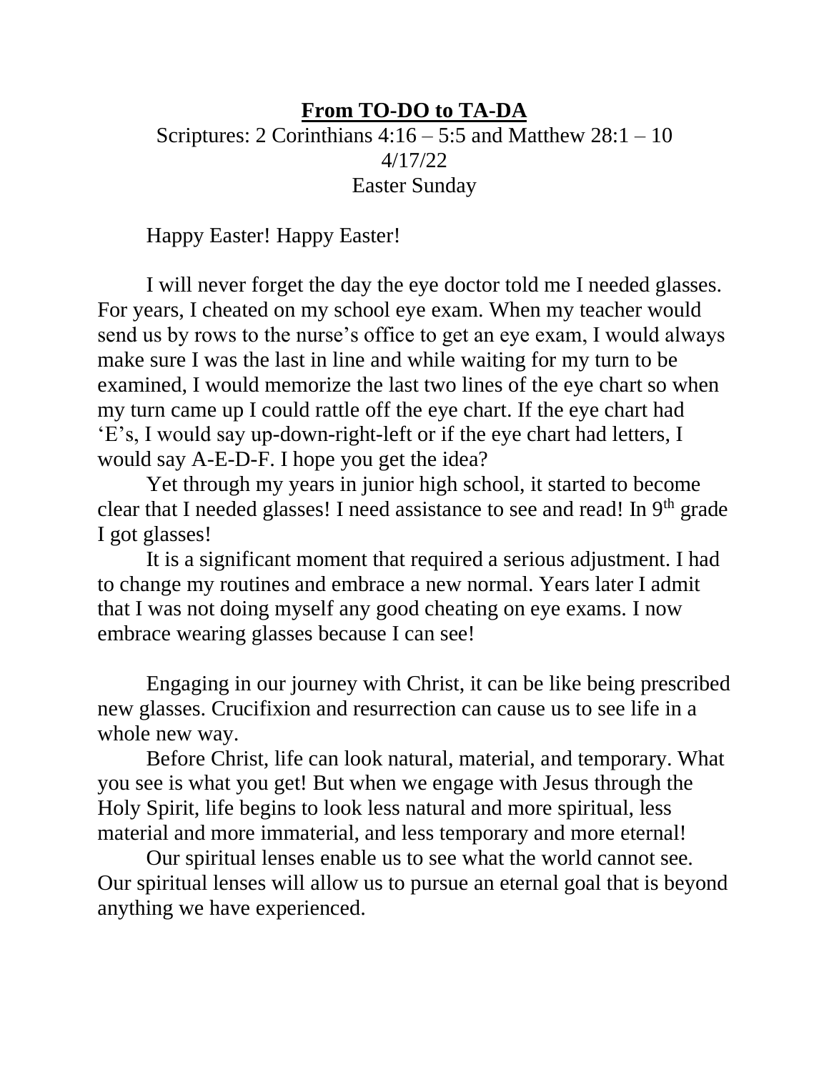# **From TO-DO to TA-DA**

Scriptures: 2 Corinthians 4:16 – 5:5 and Matthew 28:1 – 10
4/17/22
Easter Sunday

Happy Easter! Happy Easter!

I will never forget the day the eye doctor told me I needed glasses. For years, I cheated on my school eye exam. When my teacher would send us by rows to the nurse's office to get an eye exam, I would always make sure I was the last in line and while waiting for my turn to be examined, I would memorize the last two lines of the eye chart so when my turn came up I could rattle off the eye chart. If the eye chart had 'E's, I would say up-down-right-left or if the eye chart had letters, I would say A-E-D-F. I hope you get the idea?

Yet through my years in junior high school, it started to become clear that I needed glasses! I need assistance to see and read! In 9th grade I got glasses!

It is a significant moment that required a serious adjustment. I had to change my routines and embrace a new normal. Years later I admit that I was not doing myself any good cheating on eye exams. I now embrace wearing glasses because I can see!

Engaging in our journey with Christ, it can be like being prescribed new glasses. Crucifixion and resurrection can cause us to see life in a whole new way.

Before Christ, life can look natural, material, and temporary. What you see is what you get! But when we engage with Jesus through the Holy Spirit, life begins to look less natural and more spiritual, less material and more immaterial, and less temporary and more eternal!

Our spiritual lenses enable us to see what the world cannot see. Our spiritual lenses will allow us to pursue an eternal goal that is beyond anything we have experienced.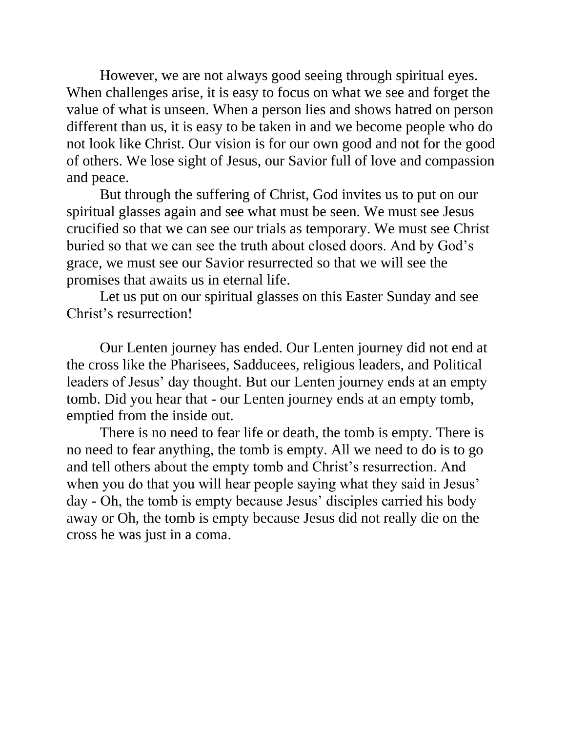However, we are not always good seeing through spiritual eyes. When challenges arise, it is easy to focus on what we see and forget the value of what is unseen. When a person lies and shows hatred on person different than us, it is easy to be taken in and we become people who do not look like Christ. Our vision is for our own good and not for the good of others. We lose sight of Jesus, our Savior full of love and compassion and peace.

But through the suffering of Christ, God invites us to put on our spiritual glasses again and see what must be seen. We must see Jesus crucified so that we can see our trials as temporary. We must see Christ buried so that we can see the truth about closed doors. And by God's grace, we must see our Savior resurrected so that we will see the promises that awaits us in eternal life.

Let us put on our spiritual glasses on this Easter Sunday and see Christ's resurrection!

Our Lenten journey has ended. Our Lenten journey did not end at the cross like the Pharisees, Sadducees, religious leaders, and Political leaders of Jesus' day thought. But our Lenten journey ends at an empty tomb. Did you hear that - our Lenten journey ends at an empty tomb, emptied from the inside out.

There is no need to fear life or death, the tomb is empty. There is no need to fear anything, the tomb is empty. All we need to do is to go and tell others about the empty tomb and Christ's resurrection. And when you do that you will hear people saying what they said in Jesus' day - Oh, the tomb is empty because Jesus' disciples carried his body away or Oh, the tomb is empty because Jesus did not really die on the cross he was just in a coma.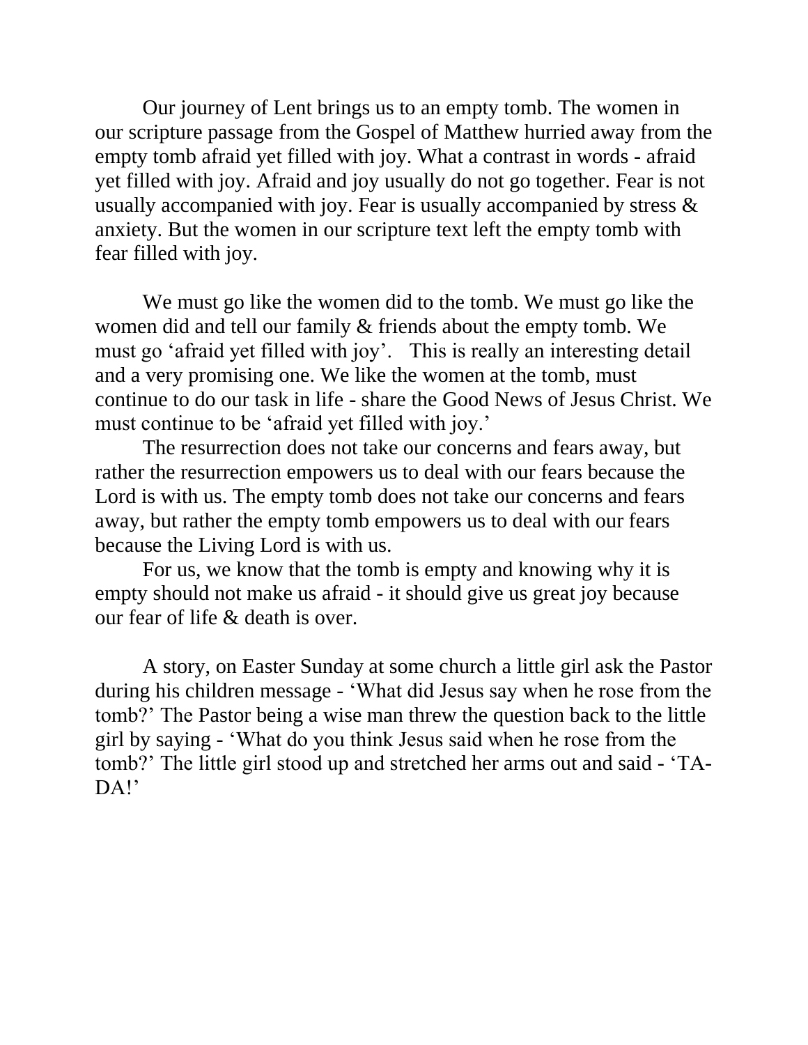Our journey of Lent brings us to an empty tomb. The women in our scripture passage from the Gospel of Matthew hurried away from the empty tomb afraid yet filled with joy. What a contrast in words - afraid yet filled with joy. Afraid and joy usually do not go together. Fear is not usually accompanied with joy. Fear is usually accompanied by stress & anxiety. But the women in our scripture text left the empty tomb with fear filled with joy.

We must go like the women did to the tomb. We must go like the women did and tell our family & friends about the empty tomb. We must go 'afraid yet filled with joy'. This is really an interesting detail and a very promising one. We like the women at the tomb, must continue to do our task in life - share the Good News of Jesus Christ. We must continue to be 'afraid yet filled with joy.'

The resurrection does not take our concerns and fears away, but rather the resurrection empowers us to deal with our fears because the Lord is with us. The empty tomb does not take our concerns and fears away, but rather the empty tomb empowers us to deal with our fears because the Living Lord is with us.

For us, we know that the tomb is empty and knowing why it is empty should not make us afraid - it should give us great joy because our fear of life & death is over.

A story, on Easter Sunday at some church a little girl ask the Pastor during his children message - 'What did Jesus say when he rose from the tomb?' The Pastor being a wise man threw the question back to the little girl by saying - 'What do you think Jesus said when he rose from the tomb?' The little girl stood up and stretched her arms out and said - 'TA-DA!'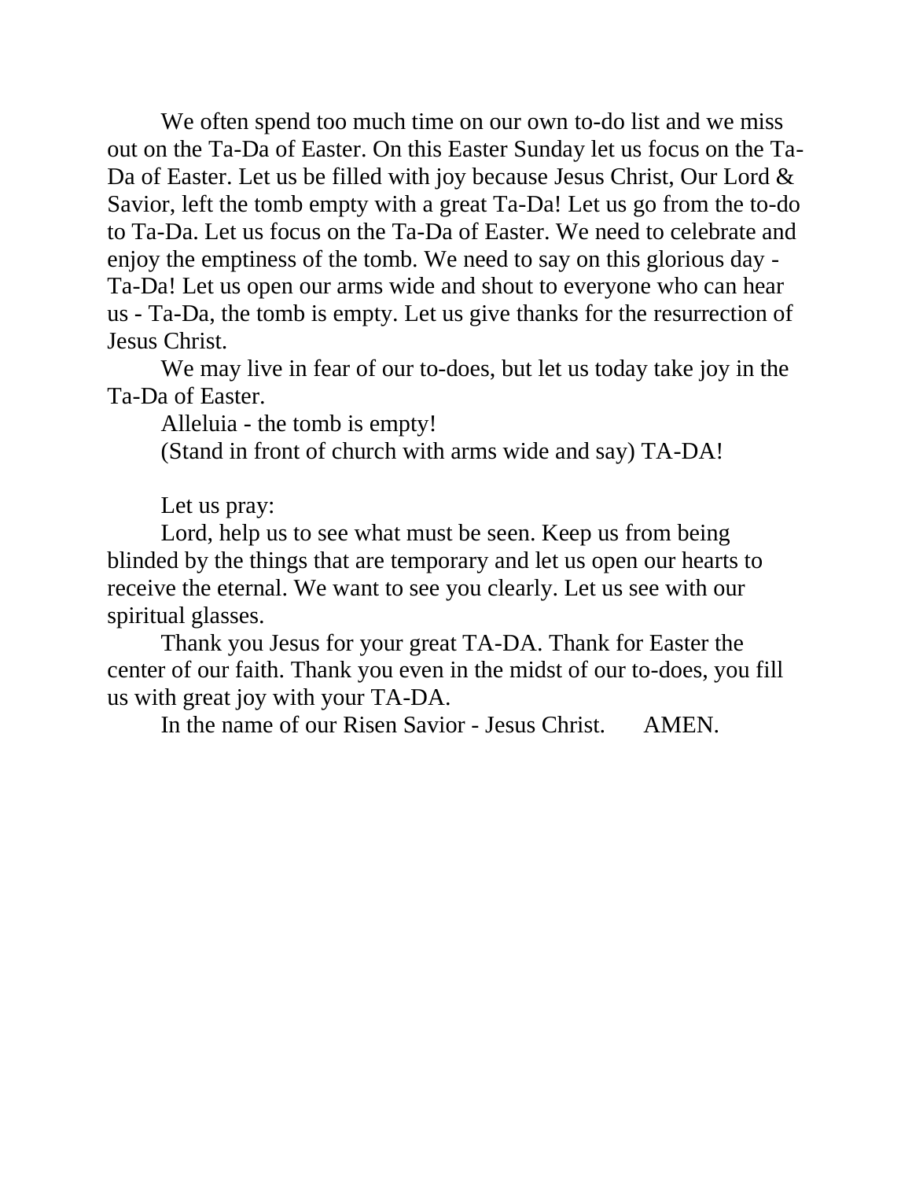We often spend too much time on our own to-do list and we miss out on the Ta-Da of Easter. On this Easter Sunday let us focus on the Ta-Da of Easter. Let us be filled with joy because Jesus Christ, Our Lord & Savior, left the tomb empty with a great Ta-Da! Let us go from the to-do to Ta-Da. Let us focus on the Ta-Da of Easter. We need to celebrate and enjoy the emptiness of the tomb. We need to say on this glorious day - Ta-Da! Let us open our arms wide and shout to everyone who can hear us - Ta-Da, the tomb is empty. Let us give thanks for the resurrection of Jesus Christ.

We may live in fear of our to-does, but let us today take joy in the Ta-Da of Easter.

Alleluia - the tomb is empty!

(Stand in front of church with arms wide and say) TA-DA!

Let us pray:

Lord, help us to see what must be seen. Keep us from being blinded by the things that are temporary and let us open our hearts to receive the eternal. We want to see you clearly. Let us see with our spiritual glasses.

Thank you Jesus for your great TA-DA. Thank for Easter the center of our faith. Thank you even in the midst of our to-does, you fill us with great joy with your TA-DA.

In the name of our Risen Savior - Jesus Christ. AMEN.